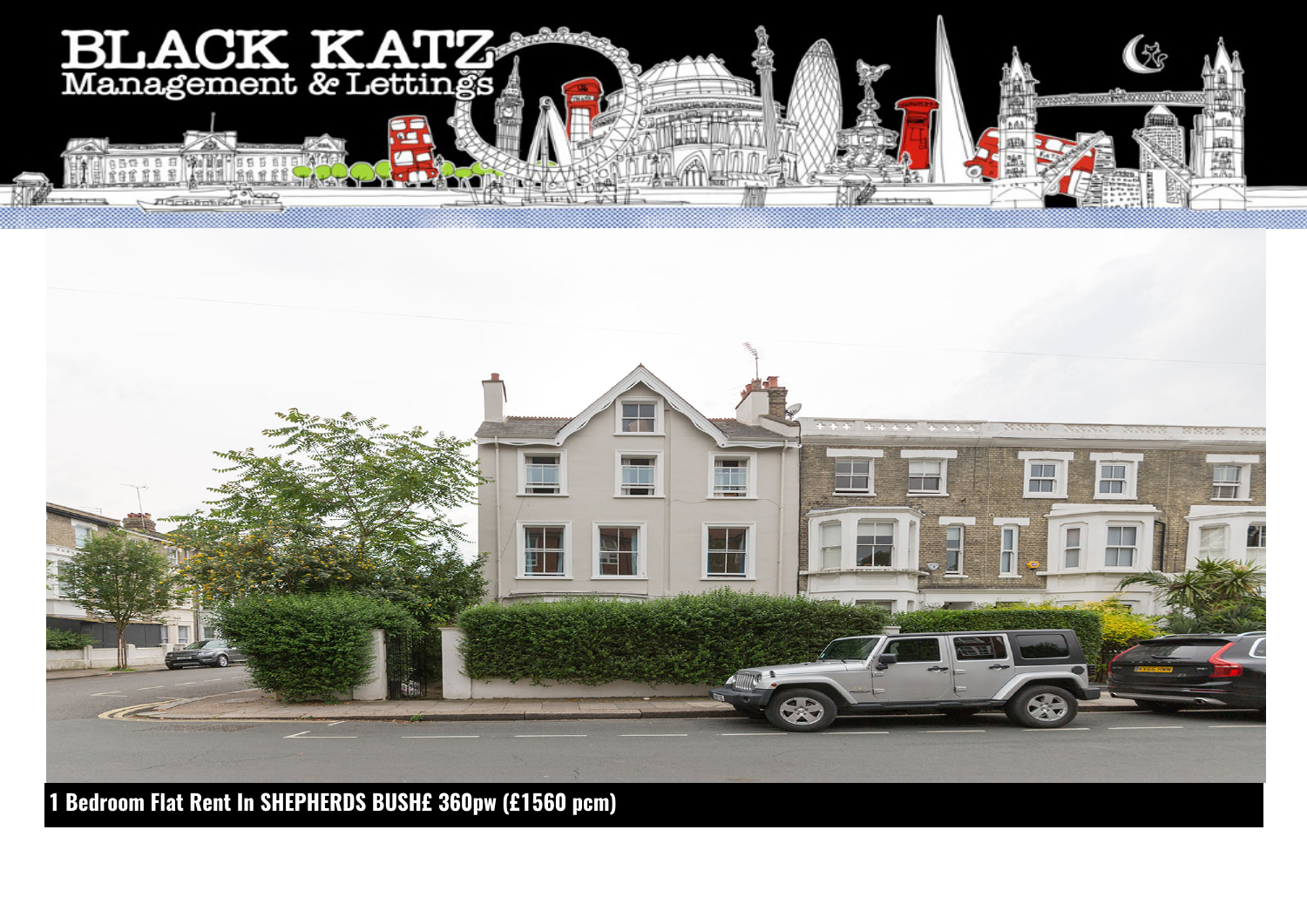BLACK KATZ
Management & Lettings

**1 Bedroom Flat Rent In SHEPHERDS BUSH£ 360pw (£1560 pcm)**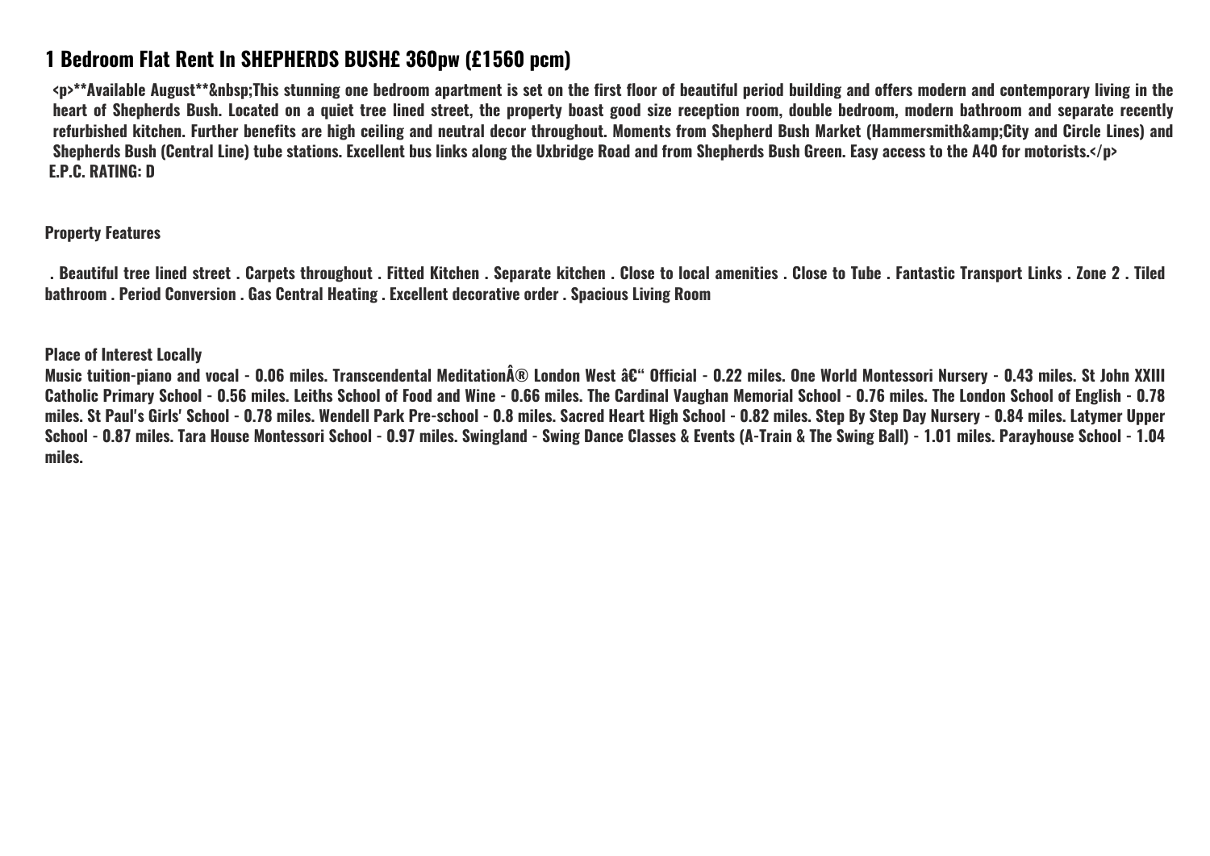# 1 Bedroom Flat Rent In SHEPHERDS BUSH£ 360pw (£1560 pcm)

<p>**Available August**&nbsp;This stunning one bedroom apartment is set on the first floor of beautiful period building and offers modern and contemporary living in the heart of Shepherds Bush. Located on a quiet tree lined street, the property boast good size reception room, double bedroom, modern bathroom and separate recently refurbished kitchen. Further benefits are high ceiling and neutral decor throughout. Moments from Shepherd Bush Market (Hammersmith&amp;City and Circle Lines) and Shepherds Bush (Central Line) tube stations. Excellent bus links along the Uxbridge Road and from Shepherds Bush Green. Easy access to the A40 for motorists.</p>
E.P.C. RATING: D

**Property Features**

. Beautiful tree lined street . Carpets throughout . Fitted Kitchen . Separate kitchen . Close to local amenities . Close to Tube . Fantastic Transport Links . Zone 2 . Tiled bathroom . Period Conversion . Gas Central Heating . Excellent decorative order . Spacious Living Room

**Place of Interest Locally**

Music tuition-piano and vocal - 0.06 miles. Transcendental MeditationÂ® London West â€“ Official - 0.22 miles. One World Montessori Nursery - 0.43 miles. St John XXIII Catholic Primary School - 0.56 miles. Leiths School of Food and Wine - 0.66 miles. The Cardinal Vaughan Memorial School - 0.76 miles. The London School of English - 0.78 miles. St Paul's Girls' School - 0.78 miles. Wendell Park Pre-school - 0.8 miles. Sacred Heart High School - 0.82 miles. Step By Step Day Nursery - 0.84 miles. Latymer Upper School - 0.87 miles. Tara House Montessori School - 0.97 miles. Swingland - Swing Dance Classes & Events (A-Train & The Swing Ball) - 1.01 miles. Parayhouse School - 1.04 miles.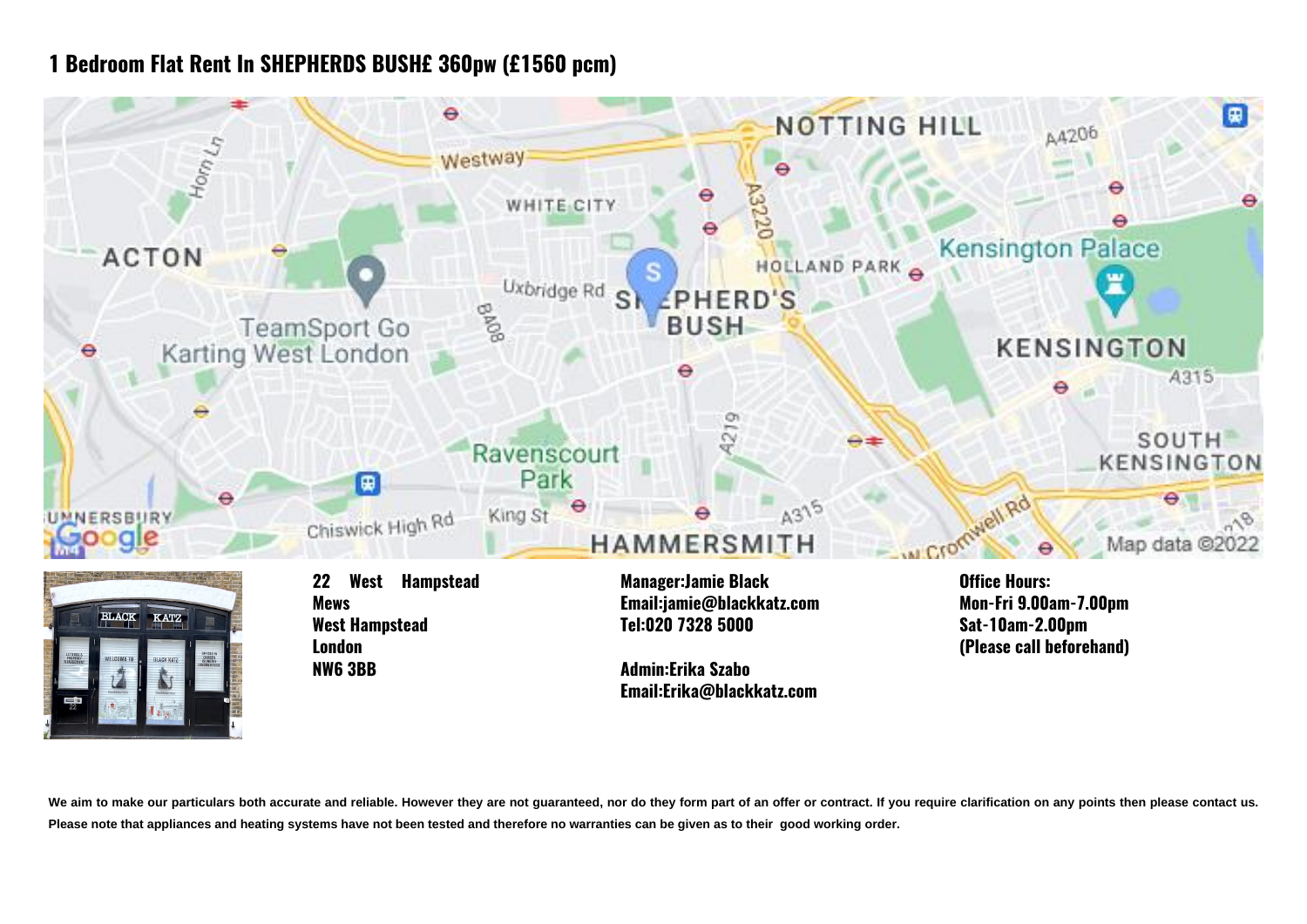# 1 Bedroom Flat Rent In SHEPHERDS BUSH£ 360pw (£1560 pcm)

**22 West Hampstead Mews**
**West Hampstead**
**London**
**NW6 3BB**

**Manager:Jamie Black**
**Email:jamie@blackkatz.com**
**Tel:020 7328 5000**

**Admin:Erika Szabo**
**Email:Erika@blackkatz.com**

**Office Hours:**
**Mon-Fri 9.00am-7.00pm**
**Sat-10am-2.00pm**
**(Please call beforehand)**

**We aim to make our particulars both accurate and reliable. However they are not guaranteed, nor do they form part of an offer or contract. If you require clarification on any points then please contact us. Please note that appliances and heating systems have not been tested and therefore no warranties can be given as to their good working order.**